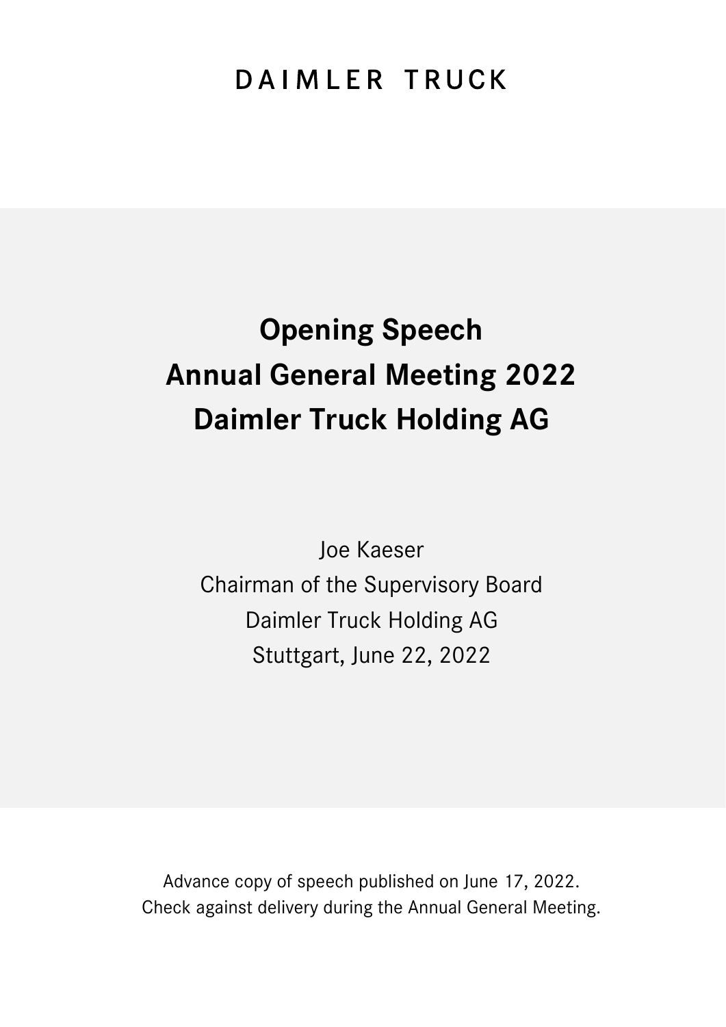DAIMLER TRUCK

# Opening Speech
# Annual General Meeting 2022
# Daimler Truck Holding AG

Joe Kaeser

Chairman of the Supervisory Board

Daimler Truck Holding AG

Stuttgart, June 22, 2022

Advance copy of speech published on June 17, 2022.

Check against delivery during the Annual General Meeting.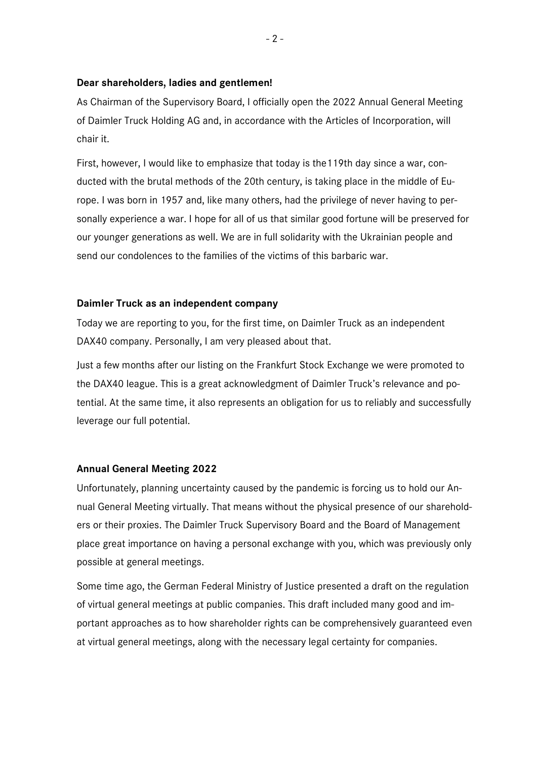**Dear shareholders, ladies and gentlemen!**

As Chairman of the Supervisory Board, I officially open the 2022 Annual General Meeting of Daimler Truck Holding AG and, in accordance with the Articles of Incorporation, will chair it.

First, however, I would like to emphasize that today is the119th day since a war, conducted with the brutal methods of the 20th century, is taking place in the middle of Europe. I was born in 1957 and, like many others, had the privilege of never having to personally experience a war. I hope for all of us that similar good fortune will be preserved for our younger generations as well. We are in full solidarity with the Ukrainian people and send our condolences to the families of the victims of this barbaric war.

**Daimler Truck as an independent company**

Today we are reporting to you, for the first time, on Daimler Truck as an independent DAX40 company. Personally, I am very pleased about that.

Just a few months after our listing on the Frankfurt Stock Exchange we were promoted to the DAX40 league. This is a great acknowledgment of Daimler Truck's relevance and potential. At the same time, it also represents an obligation for us to reliably and successfully leverage our full potential.

**Annual General Meeting 2022**

Unfortunately, planning uncertainty caused by the pandemic is forcing us to hold our Annual General Meeting virtually. That means without the physical presence of our shareholders or their proxies. The Daimler Truck Supervisory Board and the Board of Management place great importance on having a personal exchange with you, which was previously only possible at general meetings.

Some time ago, the German Federal Ministry of Justice presented a draft on the regulation of virtual general meetings at public companies. This draft included many good and important approaches as to how shareholder rights can be comprehensively guaranteed even at virtual general meetings, along with the necessary legal certainty for companies.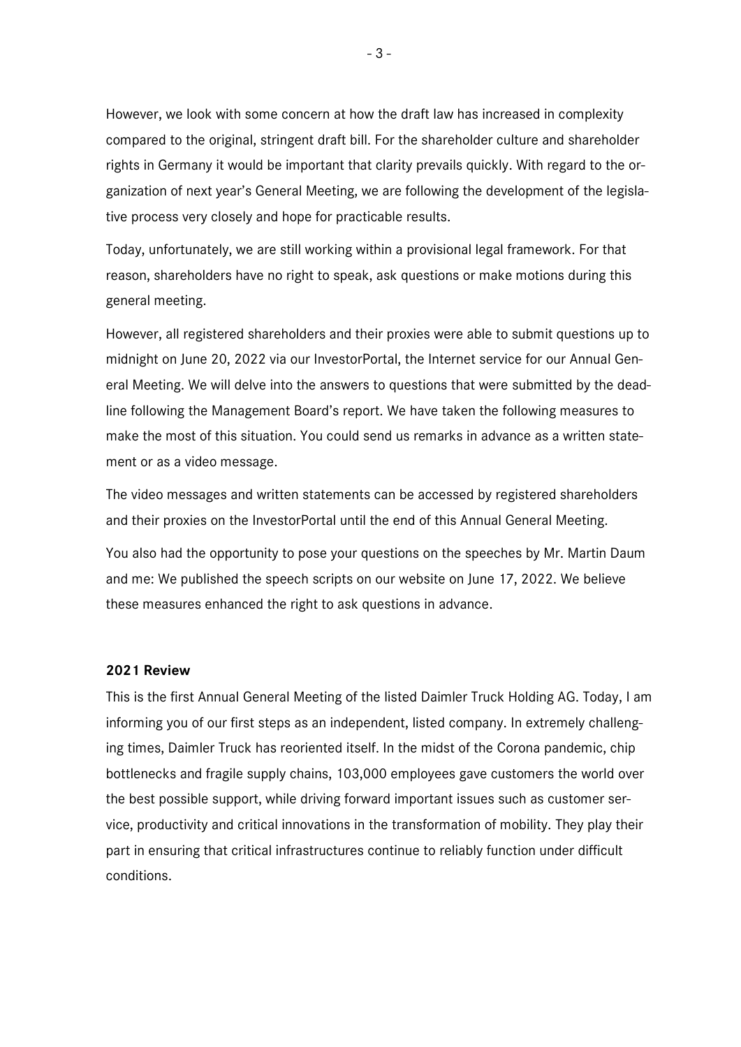However, we look with some concern at how the draft law has increased in complexity compared to the original, stringent draft bill. For the shareholder culture and shareholder rights in Germany it would be important that clarity prevails quickly. With regard to the organization of next year's General Meeting, we are following the development of the legislative process very closely and hope for practicable results.

Today, unfortunately, we are still working within a provisional legal framework. For that reason, shareholders have no right to speak, ask questions or make motions during this general meeting.

However, all registered shareholders and their proxies were able to submit questions up to midnight on June 20, 2022 via our InvestorPortal, the Internet service for our Annual General Meeting. We will delve into the answers to questions that were submitted by the deadline following the Management Board's report. We have taken the following measures to make the most of this situation. You could send us remarks in advance as a written statement or as a video message.

The video messages and written statements can be accessed by registered shareholders and their proxies on the InvestorPortal until the end of this Annual General Meeting.

You also had the opportunity to pose your questions on the speeches by Mr. Martin Daum and me: We published the speech scripts on our website on June 17, 2022. We believe these measures enhanced the right to ask questions in advance.

**2021 Review**

This is the first Annual General Meeting of the listed Daimler Truck Holding AG. Today, I am informing you of our first steps as an independent, listed company. In extremely challenging times, Daimler Truck has reoriented itself. In the midst of the Corona pandemic, chip bottlenecks and fragile supply chains, 103,000 employees gave customers the world over the best possible support, while driving forward important issues such as customer service, productivity and critical innovations in the transformation of mobility. They play their part in ensuring that critical infrastructures continue to reliably function under difficult conditions.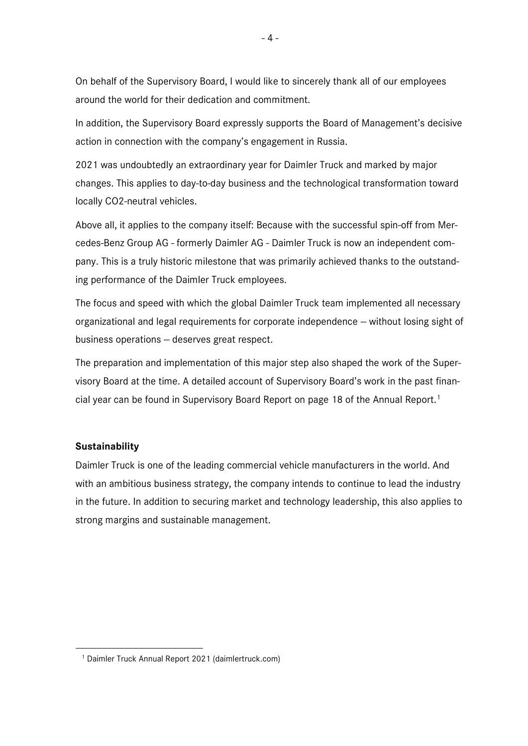On behalf of the Supervisory Board, I would like to sincerely thank all of our employees around the world for their dedication and commitment.

In addition, the Supervisory Board expressly supports the Board of Management's decisive action in connection with the company's engagement in Russia.

2021 was undoubtedly an extraordinary year for Daimler Truck and marked by major changes. This applies to day-to-day business and the technological transformation toward locally CO2-neutral vehicles.

Above all, it applies to the company itself: Because with the successful spin-off from Mercedes-Benz Group AG - formerly Daimler AG - Daimler Truck is now an independent company. This is a truly historic milestone that was primarily achieved thanks to the outstanding performance of the Daimler Truck employees.

The focus and speed with which the global Daimler Truck team implemented all necessary organizational and legal requirements for corporate independence – without losing sight of business operations – deserves great respect.

The preparation and implementation of this major step also shaped the work of the Supervisory Board at the time. A detailed account of Supervisory Board's work in the past financial year can be found in Supervisory Board Report on page 18 of the Annual Report.[1]

**Sustainability**

Daimler Truck is one of the leading commercial vehicle manufacturers in the world. And with an ambitious business strategy, the company intends to continue to lead the industry in the future. In addition to securing market and technology leadership, this also applies to strong margins and sustainable management.

[1] Daimler Truck Annual Report 2021 (daimlertruck.com)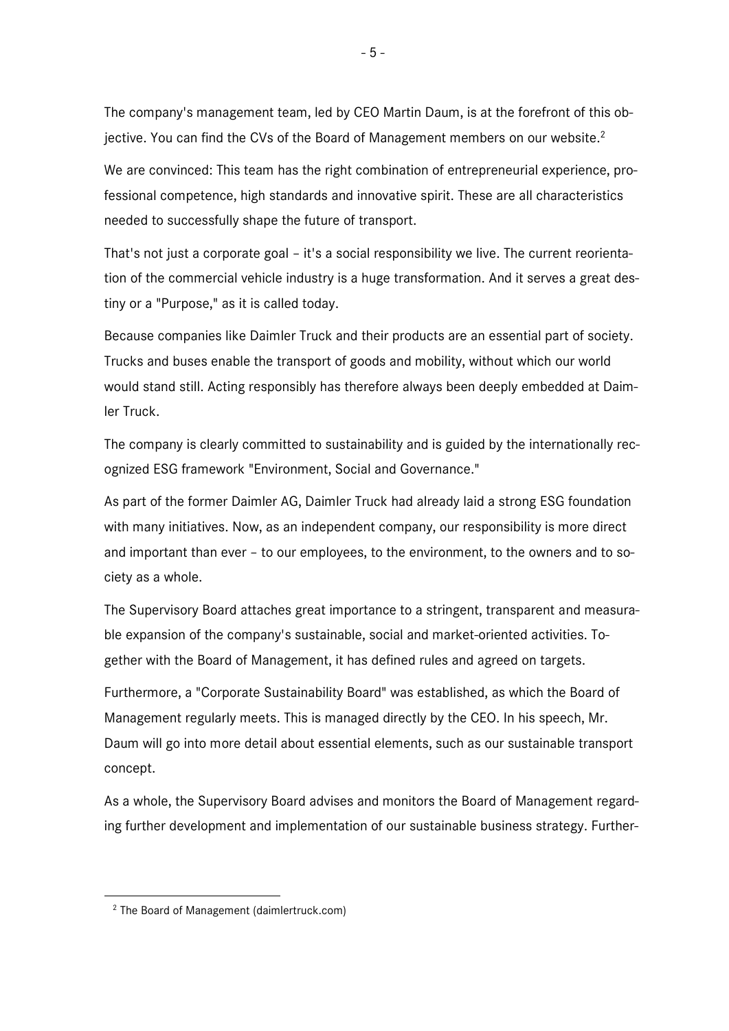The company's management team, led by CEO Martin Daum, is at the forefront of this objective. You can find the CVs of the Board of Management members on our website.[2]

We are convinced: This team has the right combination of entrepreneurial experience, professional competence, high standards and innovative spirit. These are all characteristics needed to successfully shape the future of transport.

That's not just a corporate goal – it's a social responsibility we live. The current reorientation of the commercial vehicle industry is a huge transformation. And it serves a great destiny or a "Purpose," as it is called today.

Because companies like Daimler Truck and their products are an essential part of society. Trucks and buses enable the transport of goods and mobility, without which our world would stand still. Acting responsibly has therefore always been deeply embedded at Daimler Truck.

The company is clearly committed to sustainability and is guided by the internationally recognized ESG framework "Environment, Social and Governance."

As part of the former Daimler AG, Daimler Truck had already laid a strong ESG foundation with many initiatives. Now, as an independent company, our responsibility is more direct and important than ever – to our employees, to the environment, to the owners and to society as a whole.

The Supervisory Board attaches great importance to a stringent, transparent and measurable expansion of the company's sustainable, social and market-oriented activities. Together with the Board of Management, it has defined rules and agreed on targets.

Furthermore, a "Corporate Sustainability Board" was established, as which the Board of Management regularly meets. This is managed directly by the CEO. In his speech, Mr. Daum will go into more detail about essential elements, such as our sustainable transport concept.

As a whole, the Supervisory Board advises and monitors the Board of Management regarding further development and implementation of our sustainable business strategy. Further-

[2] The Board of Management (daimlertruck.com)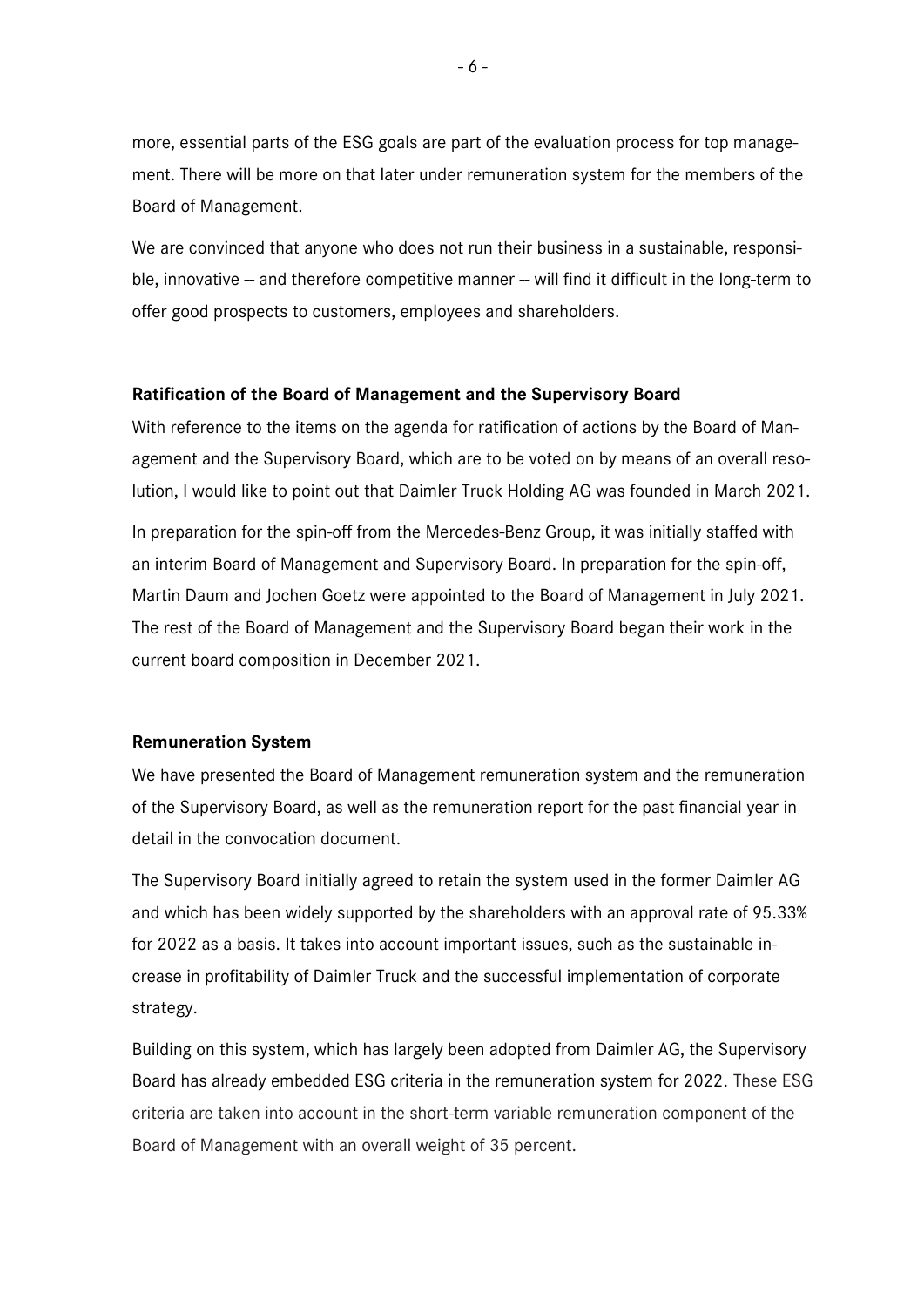more, essential parts of the ESG goals are part of the evaluation process for top management. There will be more on that later under remuneration system for the members of the Board of Management.

We are convinced that anyone who does not run their business in a sustainable, responsible, innovative – and therefore competitive manner – will find it difficult in the long-term to offer good prospects to customers, employees and shareholders.

**Ratification of the Board of Management and the Supervisory Board**

With reference to the items on the agenda for ratification of actions by the Board of Management and the Supervisory Board, which are to be voted on by means of an overall resolution, I would like to point out that Daimler Truck Holding AG was founded in March 2021.

In preparation for the spin-off from the Mercedes-Benz Group, it was initially staffed with an interim Board of Management and Supervisory Board. In preparation for the spin-off, Martin Daum and Jochen Goetz were appointed to the Board of Management in July 2021. The rest of the Board of Management and the Supervisory Board began their work in the current board composition in December 2021.

**Remuneration System**

We have presented the Board of Management remuneration system and the remuneration of the Supervisory Board, as well as the remuneration report for the past financial year in detail in the convocation document.

The Supervisory Board initially agreed to retain the system used in the former Daimler AG and which has been widely supported by the shareholders with an approval rate of 95.33% for 2022 as a basis. It takes into account important issues, such as the sustainable increase in profitability of Daimler Truck and the successful implementation of corporate strategy.

Building on this system, which has largely been adopted from Daimler AG, the Supervisory Board has already embedded ESG criteria in the remuneration system for 2022. These ESG criteria are taken into account in the short-term variable remuneration component of the Board of Management with an overall weight of 35 percent.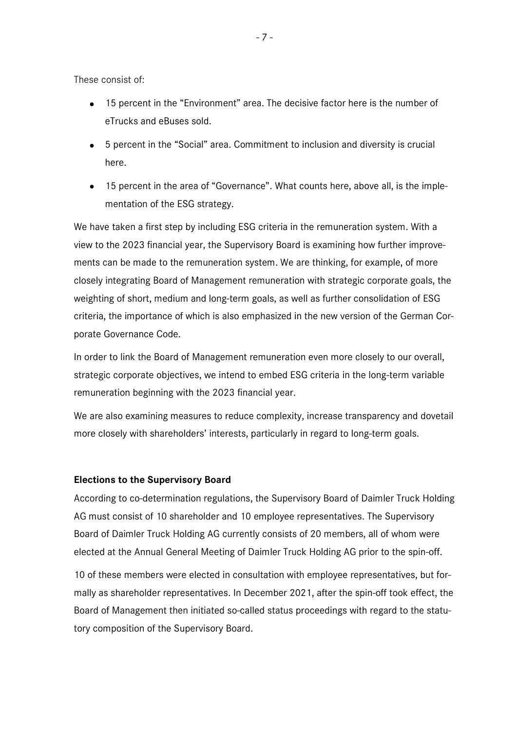These consist of:

- 15 percent in the "Environment" area. The decisive factor here is the number of eTrucks and eBuses sold.
- 5 percent in the "Social" area. Commitment to inclusion and diversity is crucial here.
- 15 percent in the area of "Governance". What counts here, above all, is the implementation of the ESG strategy.

We have taken a first step by including ESG criteria in the remuneration system. With a view to the 2023 financial year, the Supervisory Board is examining how further improvements can be made to the remuneration system. We are thinking, for example, of more closely integrating Board of Management remuneration with strategic corporate goals, the weighting of short, medium and long-term goals, as well as further consolidation of ESG criteria, the importance of which is also emphasized in the new version of the German Corporate Governance Code.

In order to link the Board of Management remuneration even more closely to our overall, strategic corporate objectives, we intend to embed ESG criteria in the long-term variable remuneration beginning with the 2023 financial year.

We are also examining measures to reduce complexity, increase transparency and dovetail more closely with shareholders' interests, particularly in regard to long-term goals.

**Elections to the Supervisory Board**

According to co-determination regulations, the Supervisory Board of Daimler Truck Holding AG must consist of 10 shareholder and 10 employee representatives. The Supervisory Board of Daimler Truck Holding AG currently consists of 20 members, all of whom were elected at the Annual General Meeting of Daimler Truck Holding AG prior to the spin-off.

10 of these members were elected in consultation with employee representatives, but formally as shareholder representatives. In December 2021, after the spin-off took effect, the Board of Management then initiated so-called status proceedings with regard to the statutory composition of the Supervisory Board.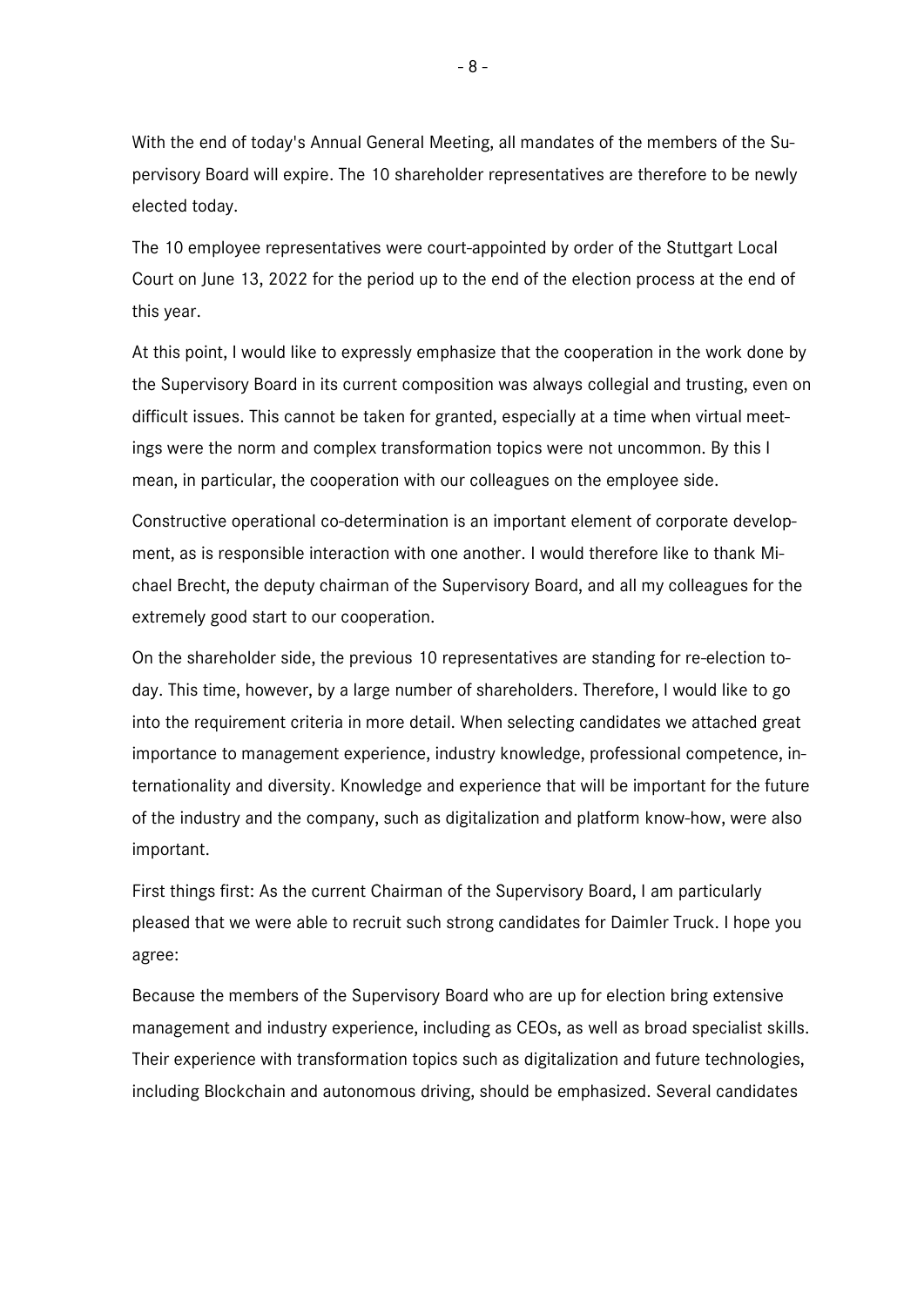With the end of today's Annual General Meeting, all mandates of the members of the Supervisory Board will expire. The 10 shareholder representatives are therefore to be newly elected today.

The 10 employee representatives were court-appointed by order of the Stuttgart Local Court on June 13, 2022 for the period up to the end of the election process at the end of this year.

At this point, I would like to expressly emphasize that the cooperation in the work done by the Supervisory Board in its current composition was always collegial and trusting, even on difficult issues. This cannot be taken for granted, especially at a time when virtual meetings were the norm and complex transformation topics were not uncommon. By this I mean, in particular, the cooperation with our colleagues on the employee side.

Constructive operational co-determination is an important element of corporate development, as is responsible interaction with one another. I would therefore like to thank Michael Brecht, the deputy chairman of the Supervisory Board, and all my colleagues for the extremely good start to our cooperation.

On the shareholder side, the previous 10 representatives are standing for re-election today. This time, however, by a large number of shareholders. Therefore, I would like to go into the requirement criteria in more detail. When selecting candidates we attached great importance to management experience, industry knowledge, professional competence, internationality and diversity. Knowledge and experience that will be important for the future of the industry and the company, such as digitalization and platform know-how, were also important.

First things first: As the current Chairman of the Supervisory Board, I am particularly pleased that we were able to recruit such strong candidates for Daimler Truck. I hope you agree:

Because the members of the Supervisory Board who are up for election bring extensive management and industry experience, including as CEOs, as well as broad specialist skills. Their experience with transformation topics such as digitalization and future technologies, including Blockchain and autonomous driving, should be emphasized. Several candidates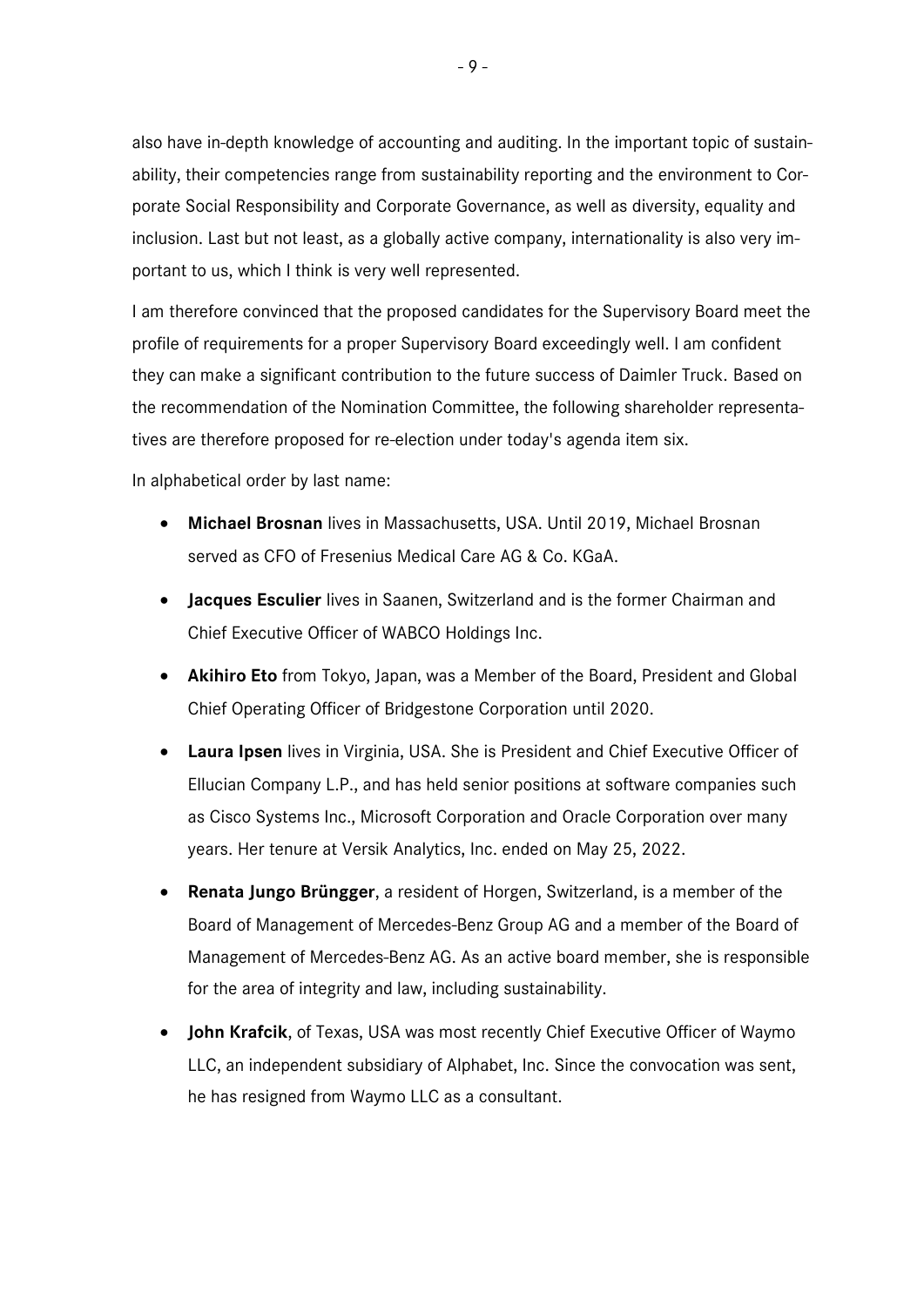also have in-depth knowledge of accounting and auditing. In the important topic of sustainability, their competencies range from sustainability reporting and the environment to Corporate Social Responsibility and Corporate Governance, as well as diversity, equality and inclusion. Last but not least, as a globally active company, internationality is also very important to us, which I think is very well represented.

I am therefore convinced that the proposed candidates for the Supervisory Board meet the profile of requirements for a proper Supervisory Board exceedingly well. I am confident they can make a significant contribution to the future success of Daimler Truck. Based on the recommendation of the Nomination Committee, the following shareholder representatives are therefore proposed for re-election under today's agenda item six.

In alphabetical order by last name:

- **Michael Brosnan** lives in Massachusetts, USA. Until 2019, Michael Brosnan served as CFO of Fresenius Medical Care AG & Co. KGaA.
- **Jacques Esculier** lives in Saanen, Switzerland and is the former Chairman and Chief Executive Officer of WABCO Holdings Inc.
- **Akihiro Eto** from Tokyo, Japan, was a Member of the Board, President and Global Chief Operating Officer of Bridgestone Corporation until 2020.
- **Laura Ipsen** lives in Virginia, USA. She is President and Chief Executive Officer of Ellucian Company L.P., and has held senior positions at software companies such as Cisco Systems Inc., Microsoft Corporation and Oracle Corporation over many years. Her tenure at Versik Analytics, Inc. ended on May 25, 2022.
- **Renata Jungo Brüngger**, a resident of Horgen, Switzerland, is a member of the Board of Management of Mercedes-Benz Group AG and a member of the Board of Management of Mercedes-Benz AG. As an active board member, she is responsible for the area of integrity and law, including sustainability.
- **John Krafcik**, of Texas, USA was most recently Chief Executive Officer of Waymo LLC, an independent subsidiary of Alphabet, Inc. Since the convocation was sent, he has resigned from Waymo LLC as a consultant.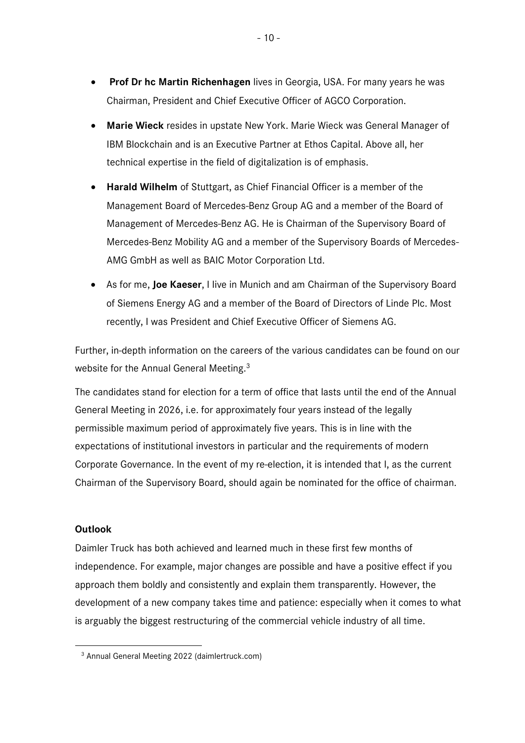- **Prof Dr hc Martin Richenhagen** lives in Georgia, USA. For many years he was Chairman, President and Chief Executive Officer of AGCO Corporation.
- **Marie Wieck** resides in upstate New York. Marie Wieck was General Manager of IBM Blockchain and is an Executive Partner at Ethos Capital. Above all, her technical expertise in the field of digitalization is of emphasis.
- **Harald Wilhelm** of Stuttgart, as Chief Financial Officer is a member of the Management Board of Mercedes-Benz Group AG and a member of the Board of Management of Mercedes-Benz AG. He is Chairman of the Supervisory Board of Mercedes-Benz Mobility AG and a member of the Supervisory Boards of Mercedes-AMG GmbH as well as BAIC Motor Corporation Ltd.
- As for me, **Joe Kaeser**, I live in Munich and am Chairman of the Supervisory Board of Siemens Energy AG and a member of the Board of Directors of Linde Plc. Most recently, I was President and Chief Executive Officer of Siemens AG.

Further, in-depth information on the careers of the various candidates can be found on our website for the Annual General Meeting.[3]

The candidates stand for election for a term of office that lasts until the end of the Annual General Meeting in 2026, i.e. for approximately four years instead of the legally permissible maximum period of approximately five years. This is in line with the expectations of institutional investors in particular and the requirements of modern Corporate Governance. In the event of my re-election, it is intended that I, as the current Chairman of the Supervisory Board, should again be nominated for the office of chairman.

**Outlook**

Daimler Truck has both achieved and learned much in these first few months of independence. For example, major changes are possible and have a positive effect if you approach them boldly and consistently and explain them transparently. However, the development of a new company takes time and patience: especially when it comes to what is arguably the biggest restructuring of the commercial vehicle industry of all time.

[3] Annual General Meeting 2022 (daimlertruck.com)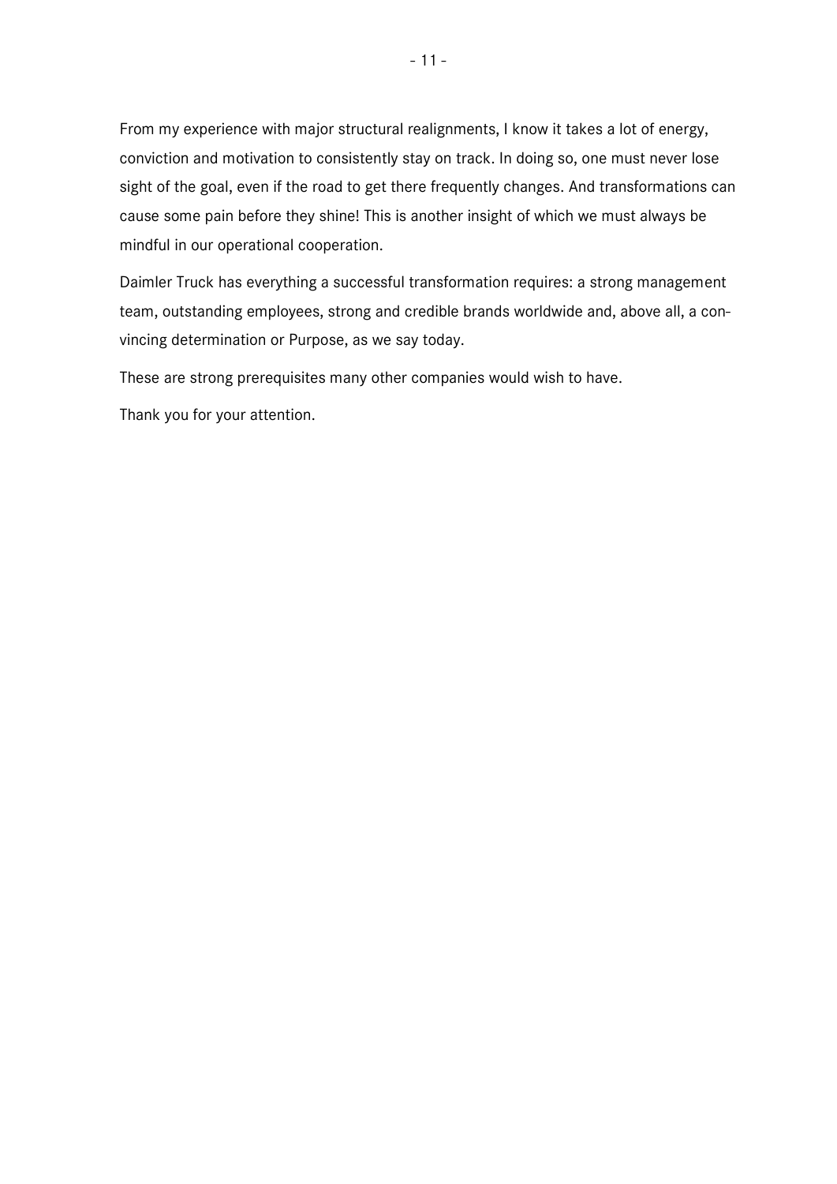From my experience with major structural realignments, I know it takes a lot of energy, conviction and motivation to consistently stay on track. In doing so, one must never lose sight of the goal, even if the road to get there frequently changes. And transformations can cause some pain before they shine! This is another insight of which we must always be mindful in our operational cooperation.

Daimler Truck has everything a successful transformation requires: a strong management team, outstanding employees, strong and credible brands worldwide and, above all, a convincing determination or Purpose, as we say today.

These are strong prerequisites many other companies would wish to have.

Thank you for your attention.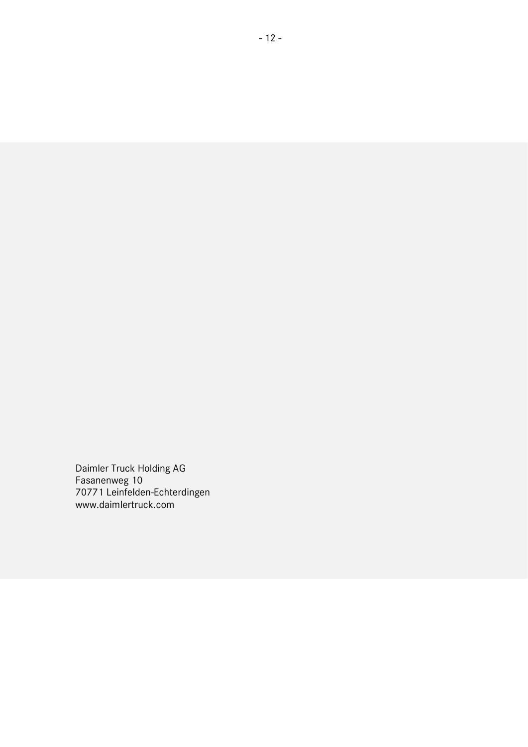Daimler Truck Holding AG
Fasanenweg 10
70771 Leinfelden-Echterdingen
www.daimlertruck.com